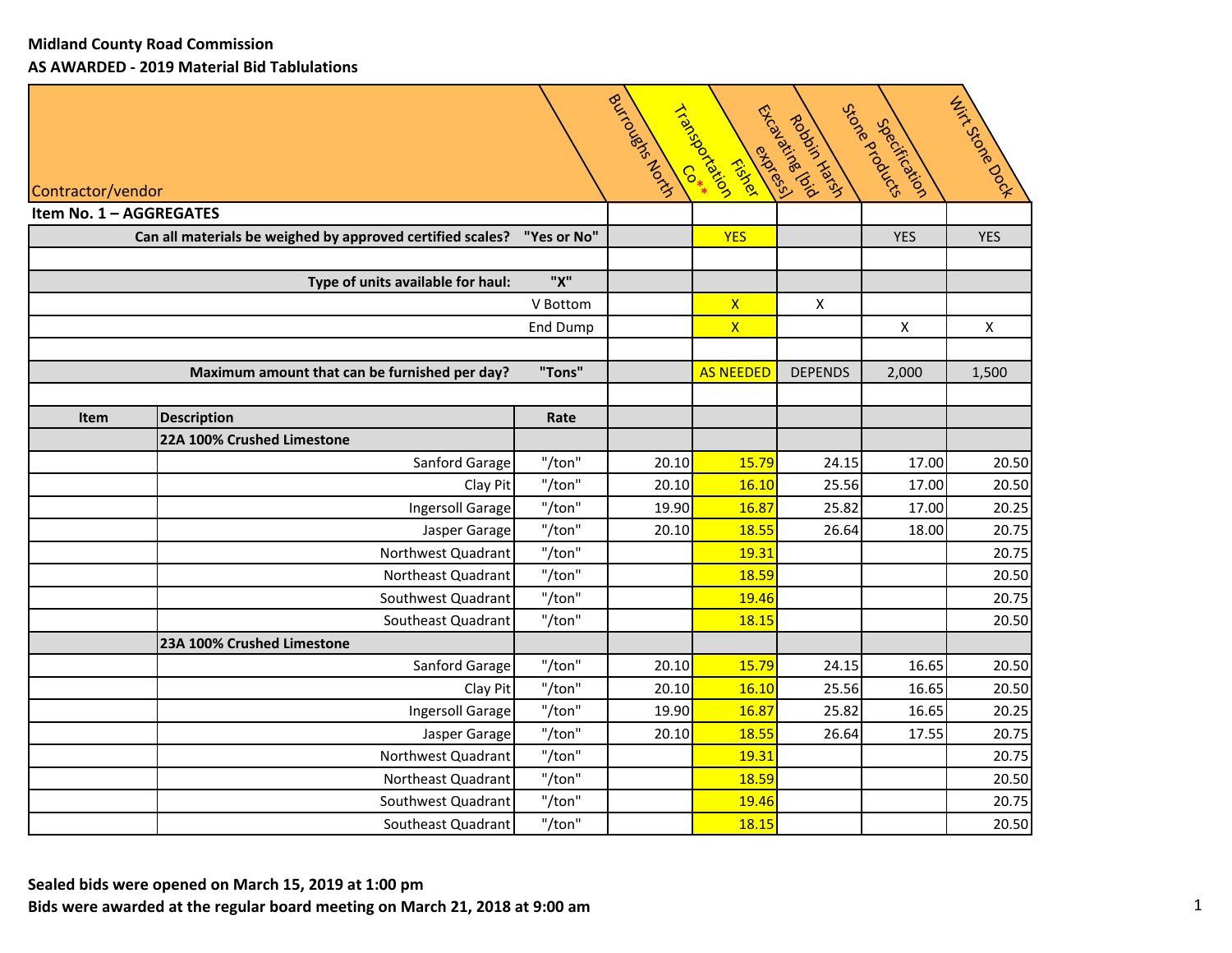**Midland County Road Commission**

**AS AWARDED - 2019 Material Bid Tablulations**

| Contractor/vendor | | | Burroughs North | Fisher Transportation Co** | Robbin Harsh Excavating [bid express] | Stone Products Specification | Wirt Stone Dock |
|---|---|---|---|---|---|---|---|
| **Item No. 1 – AGGREGATES** | | | | | | | |
| **Can all materials be weighed by approved certified scales?** | | **"Yes or No"** | | YES | | YES | YES |
| | | | | | | | |
| **Type of units available for haul:** | | **"X"** | | | | | |
| | | V Bottom | | X | X | | |
| | | End Dump | | X | | X | X |
| | | | | | | | |
| **Maximum amount that can be furnished per day?** | | **"Tons"** | | AS NEEDED | DEPENDS | 2,000 | 1,500 |
| | | | | | | | |
| **Item** | **Description** | **Rate** | | | | | |
| | **22A 100% Crushed Limestone** | | | | | | |
| | Sanford Garage | "/ton" | 20.10 | 15.79 | 24.15 | 17.00 | 20.50 |
| | Clay Pit | "/ton" | 20.10 | 16.10 | 25.56 | 17.00 | 20.50 |
| | Ingersoll Garage | "/ton" | 19.90 | 16.87 | 25.82 | 17.00 | 20.25 |
| | Jasper Garage | "/ton" | 20.10 | 18.55 | 26.64 | 18.00 | 20.75 |
| | Northwest Quadrant | "/ton" | | 19.31 | | | 20.75 |
| | Northeast Quadrant | "/ton" | | 18.59 | | | 20.50 |
| | Southwest Quadrant | "/ton" | | 19.46 | | | 20.75 |
| | Southeast Quadrant | "/ton" | | 18.15 | | | 20.50 |
| | **23A 100% Crushed Limestone** | | | | | | |
| | Sanford Garage | "/ton" | 20.10 | 15.79 | 24.15 | 16.65 | 20.50 |
| | Clay Pit | "/ton" | 20.10 | 16.10 | 25.56 | 16.65 | 20.50 |
| | Ingersoll Garage | "/ton" | 19.90 | 16.87 | 25.82 | 16.65 | 20.25 |
| | Jasper Garage | "/ton" | 20.10 | 18.55 | 26.64 | 17.55 | 20.75 |
| | Northwest Quadrant | "/ton" | | 19.31 | | | 20.75 |
| | Northeast Quadrant | "/ton" | | 18.59 | | | 20.50 |
| | Southwest Quadrant | "/ton" | | 19.46 | | | 20.75 |
| | Southeast Quadrant | "/ton" | | 18.15 | | | 20.50 |

**Sealed bids were opened on March 15, 2019 at 1:00 pm**

**Bids were awarded at the regular board meeting on March 21, 2018 at 9:00 am**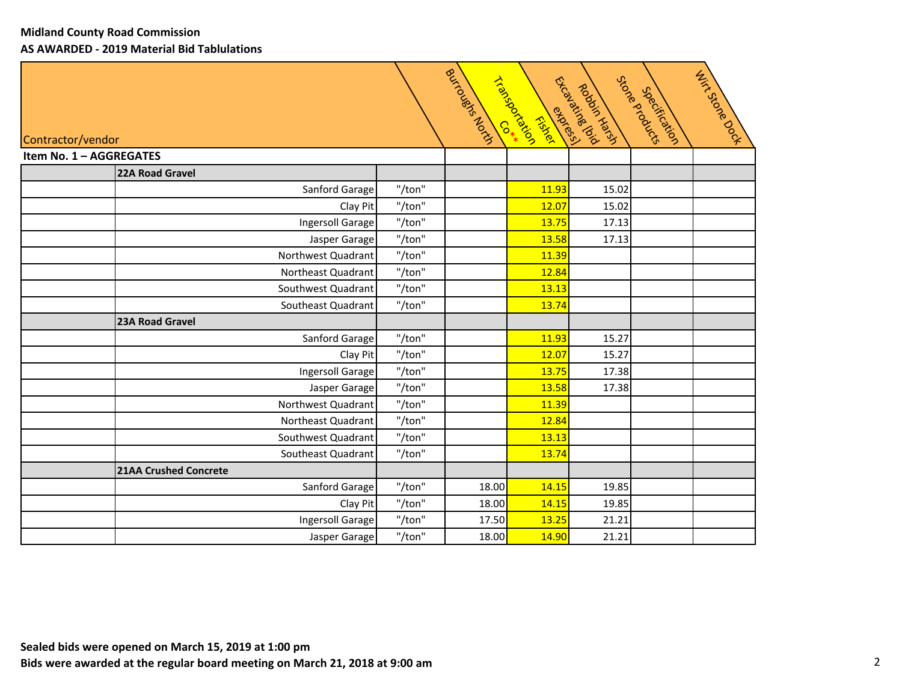**Midland County Road Commission**
**AS AWARDED - 2019 Material Bid Tablulations**

| Contractor/vendor | | | Burroughs North | Transportation Co** Fisher | Excavating [bid express] Robbin Harsh | Stone Products Specification | Wirt Stone Dock |
|---|---|---|---|---|---|---|---|
| **Item No. 1 – AGGREGATES** | | | | | | | |
| | **22A Road Gravel** | | | | | | |
| | Sanford Garage | "/ton" | | 11.93 | 15.02 | | |
| | Clay Pit | "/ton" | | 12.07 | 15.02 | | |
| | Ingersoll Garage | "/ton" | | 13.75 | 17.13 | | |
| | Jasper Garage | "/ton" | | 13.58 | 17.13 | | |
| | Northwest Quadrant | "/ton" | | 11.39 | | | |
| | Northeast Quadrant | "/ton" | | 12.84 | | | |
| | Southwest Quadrant | "/ton" | | 13.13 | | | |
| | Southeast Quadrant | "/ton" | | 13.74 | | | |
| | **23A Road Gravel** | | | | | | |
| | Sanford Garage | "/ton" | | 11.93 | 15.27 | | |
| | Clay Pit | "/ton" | | 12.07 | 15.27 | | |
| | Ingersoll Garage | "/ton" | | 13.75 | 17.38 | | |
| | Jasper Garage | "/ton" | | 13.58 | 17.38 | | |
| | Northwest Quadrant | "/ton" | | 11.39 | | | |
| | Northeast Quadrant | "/ton" | | 12.84 | | | |
| | Southwest Quadrant | "/ton" | | 13.13 | | | |
| | Southeast Quadrant | "/ton" | | 13.74 | | | |
| | **21AA Crushed Concrete** | | | | | | |
| | Sanford Garage | "/ton" | 18.00 | 14.15 | 19.85 | | |
| | Clay Pit | "/ton" | 18.00 | 14.15 | 19.85 | | |
| | Ingersoll Garage | "/ton" | 17.50 | 13.25 | 21.21 | | |
| | Jasper Garage | "/ton" | 18.00 | 14.90 | 21.21 | | |

**Sealed bids were opened on March 15, 2019 at 1:00 pm**
**Bids were awarded at the regular board meeting on March 21, 2018 at 9:00 am**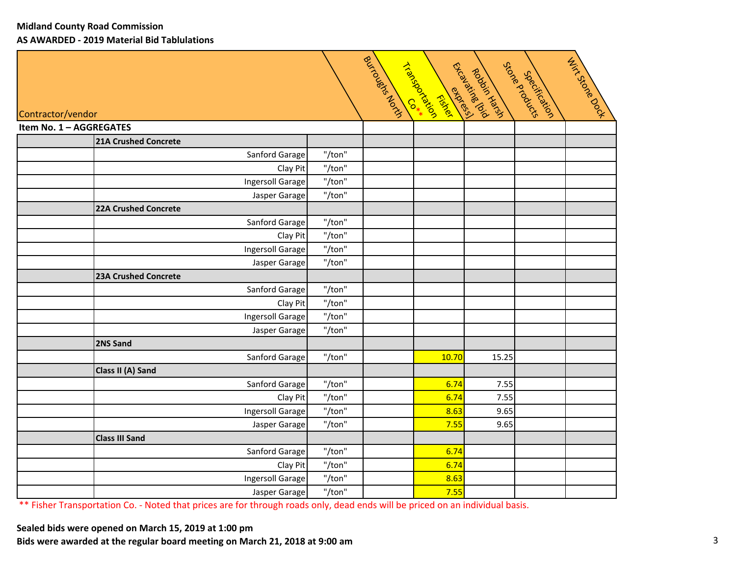**Midland County Road Commission**

**AS AWARDED - 2019 Material Bid Tablulations**

| Contractor/vendor | | | Burroughs North | Fisher Transportation Co** | Robbin Harsh Excavating [bid express] | Specification Stone Products | Wirt Stone Dock |
|---|---|---|---|---|---|---|---|
| **Item No. 1 – AGGREGATES** | | | | | | | |
| | **21A Crushed Concrete** | | | | | | |
| | Sanford Garage | "/ton" | | | | | |
| | Clay Pit | "/ton" | | | | | |
| | Ingersoll Garage | "/ton" | | | | | |
| | Jasper Garage | "/ton" | | | | | |
| | **22A Crushed Concrete** | | | | | | |
| | Sanford Garage | "/ton" | | | | | |
| | Clay Pit | "/ton" | | | | | |
| | Ingersoll Garage | "/ton" | | | | | |
| | Jasper Garage | "/ton" | | | | | |
| | **23A Crushed Concrete** | | | | | | |
| | Sanford Garage | "/ton" | | | | | |
| | Clay Pit | "/ton" | | | | | |
| | Ingersoll Garage | "/ton" | | | | | |
| | Jasper Garage | "/ton" | | | | | |
| | **2NS Sand** | | | | | | |
| | Sanford Garage | "/ton" | | 10.70 | 15.25 | | |
| | **Class II (A) Sand** | | | | | | |
| | Sanford Garage | "/ton" | | 6.74 | 7.55 | | |
| | Clay Pit | "/ton" | | 6.74 | 7.55 | | |
| | Ingersoll Garage | "/ton" | | 8.63 | 9.65 | | |
| | Jasper Garage | "/ton" | | 7.55 | 9.65 | | |
| | **Class III Sand** | | | | | | |
| | Sanford Garage | "/ton" | | 6.74 | | | |
| | Clay Pit | "/ton" | | 6.74 | | | |
| | Ingersoll Garage | "/ton" | | 8.63 | | | |
| | Jasper Garage | "/ton" | | 7.55 | | | |

** Fisher Transportation Co. - Noted that prices are for through roads only, dead ends will be priced on an individual basis.

**Sealed bids were opened on March 15, 2019 at 1:00 pm**

**Bids were awarded at the regular board meeting on March 21, 2018 at 9:00 am**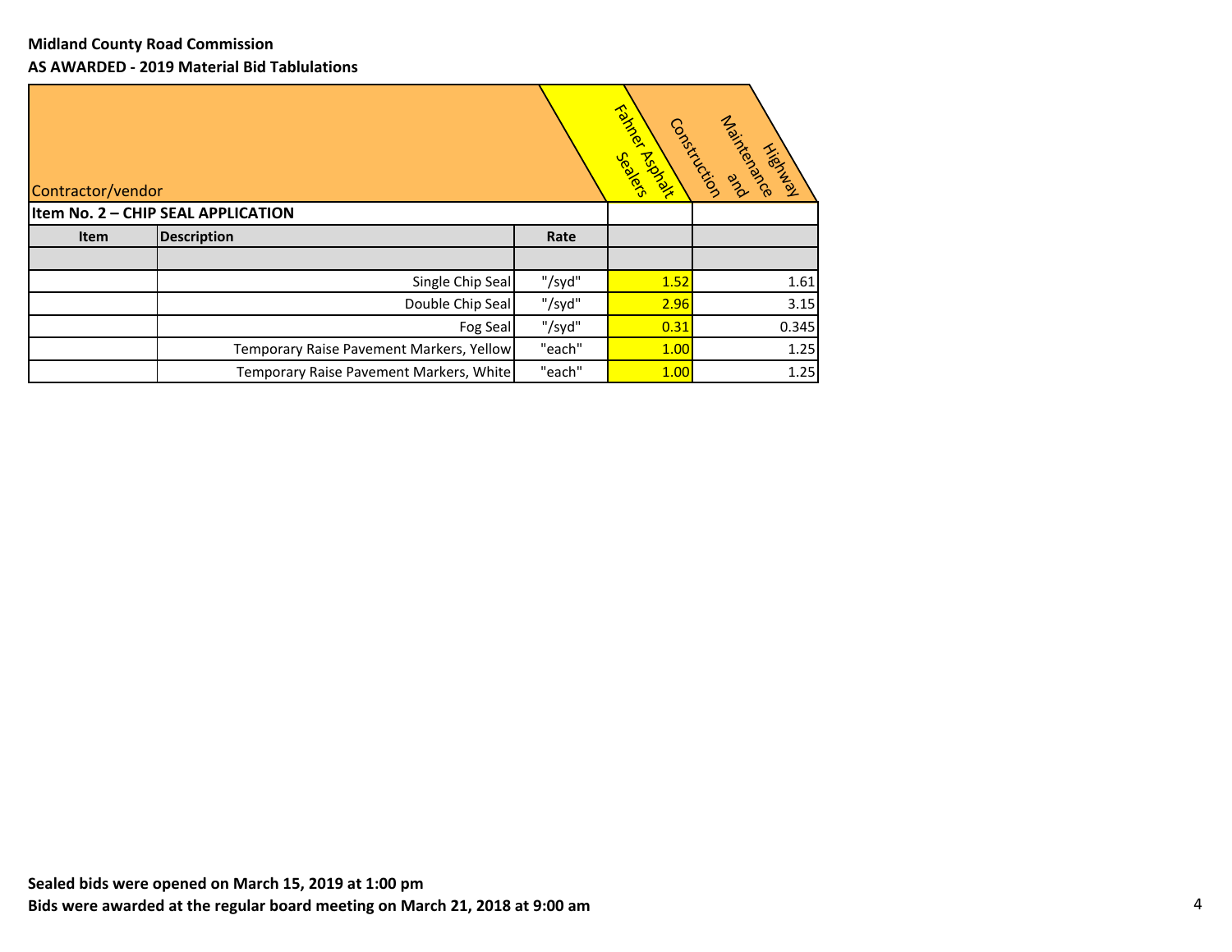**Midland County Road Commission**

**AS AWARDED - 2019 Material Bid Tablulations**

| Contractor/vendor | | | Fahner Asphalt Sealers | Highway Maintenance and Construction |
|---|---|---|---|---|
| **Item No. 2 – CHIP SEAL APPLICATION** | | | | |
| **Item** | **Description** | **Rate** | | |
| | | | | |
| | Single Chip Seal | "/syd" | 1.52 | 1.61 |
| | Double Chip Seal | "/syd" | 2.96 | 3.15 |
| | Fog Seal | "/syd" | 0.31 | 0.345 |
| | Temporary Raise Pavement Markers, Yellow | "each" | 1.00 | 1.25 |
| | Temporary Raise Pavement Markers, White | "each" | 1.00 | 1.25 |

**Sealed bids were opened on March 15, 2019 at 1:00 pm**

**Bids were awarded at the regular board meeting on March 21, 2018 at 9:00 am**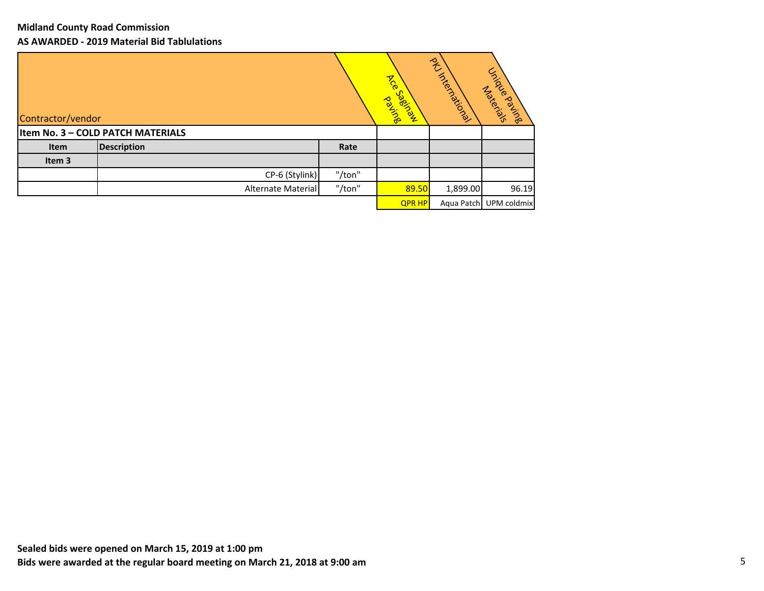**Midland County Road Commission**

**AS AWARDED - 2019 Material Bid Tablulations**

| Contractor/vendor | | | Ace Saginaw Paving | PKJ International | Unique Paving Materials |
|---|---|---|---|---|---|
| **Item No. 3 – COLD PATCH MATERIALS** | | | | | |
| **Item** | **Description** | **Rate** | | | |
| **Item 3** | | | | | |
| | CP-6 (Stylink) | "/ton" | | | |
| | Alternate Material | "/ton" | 89.50 | 1,899.00 | 96.19 |
| | | | QPR HP | Aqua Patch | UPM coldmix |

**Sealed bids were opened on March 15, 2019 at 1:00 pm**

**Bids were awarded at the regular board meeting on March 21, 2018 at 9:00 am**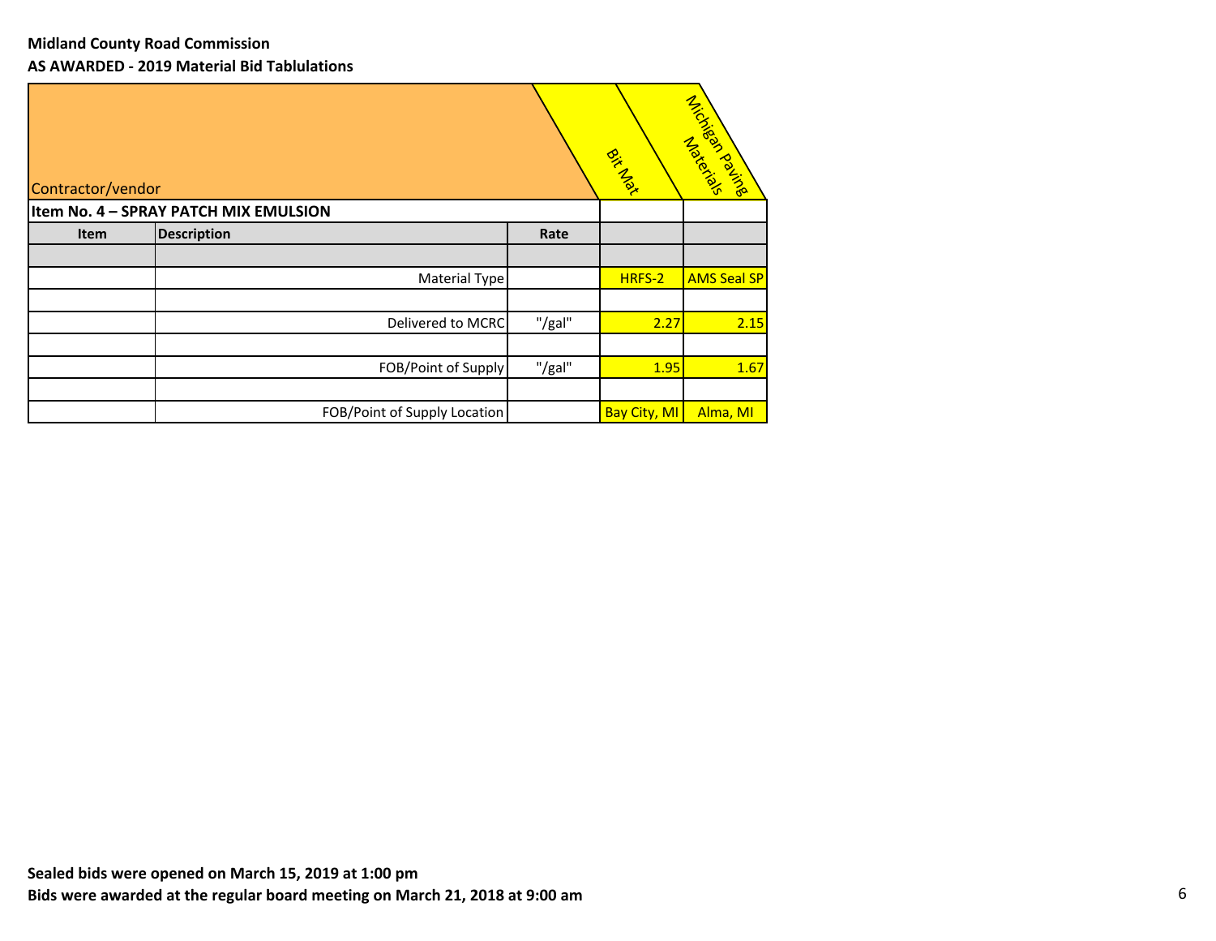**Midland County Road Commission**

**AS AWARDED - 2019 Material Bid Tablulations**

| Contractor/vendor | | | Bit Mat | Michigan Paving Materials |
|---|---|---|---|---|
| **Item No. 4 – SPRAY PATCH MIX EMULSION** | | | | |
| **Item** | **Description** | **Rate** | | |
| | | | | |
| | Material Type | | HRFS-2 | AMS Seal SP |
| | | | | |
| | Delivered to MCRC | "/gal" | 2.27 | 2.15 |
| | | | | |
| | FOB/Point of Supply | "/gal" | 1.95 | 1.67 |
| | | | | |
| | FOB/Point of Supply Location | | Bay City, MI | Alma, MI |

**Sealed bids were opened on March 15, 2019 at 1:00 pm**

**Bids were awarded at the regular board meeting on March 21, 2018 at 9:00 am**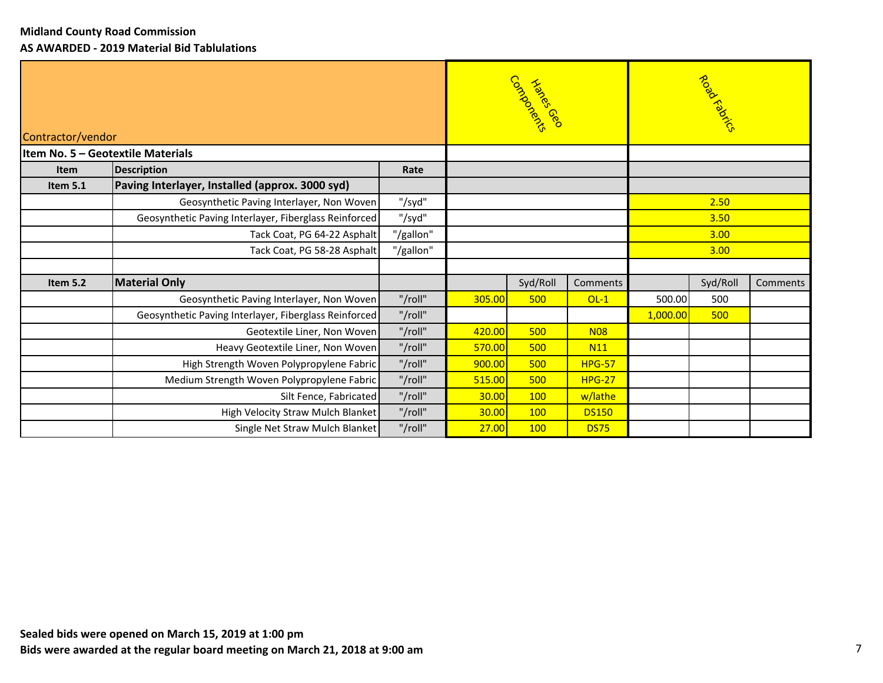**Midland County Road Commission**
**AS AWARDED - 2019 Material Bid Tablulations**

| Contractor/vendor | | | Hanes Geo Components | | | Road Fabrics | | |
|---|---|---|---|---|---|---|---|---|
| **Item No. 5 – Geotextile Materials** | | | | | | | | |
| **Item** | **Description** | **Rate** | | | | | | |
| **Item 5.1** | **Paving Interlayer, Installed (approx. 3000 syd)** | | | | | | | |
| | Geosynthetic Paving Interlayer, Non Woven | "/syd" | | | | 2.50 | | |
| | Geosynthetic Paving Interlayer, Fiberglass Reinforced | "/syd" | | | | 3.50 | | |
| | Tack Coat, PG 64-22 Asphalt | "/gallon" | | | | 3.00 | | |
| | Tack Coat, PG 58-28 Asphalt | "/gallon" | | | | 3.00 | | |
| | | | | | | | | |
| **Item 5.2** | **Material Only** | | | Syd/Roll | Comments | | Syd/Roll | Comments |
| | Geosynthetic Paving Interlayer, Non Woven | "/roll" | 305.00 | 500 | OL-1 | 500.00 | 500 | |
| | Geosynthetic Paving Interlayer, Fiberglass Reinforced | "/roll" | | | | 1,000.00 | 500 | |
| | Geotextile Liner, Non Woven | "/roll" | 420.00 | 500 | N08 | | | |
| | Heavy Geotextile Liner, Non Woven | "/roll" | 570.00 | 500 | N11 | | | |
| | High Strength Woven Polypropylene Fabric | "/roll" | 900.00 | 500 | HPG-57 | | | |
| | Medium Strength Woven Polypropylene Fabric | "/roll" | 515.00 | 500 | HPG-27 | | | |
| | Silt Fence, Fabricated | "/roll" | 30.00 | 100 | w/lathe | | | |
| | High Velocity Straw Mulch Blanket | "/roll" | 30.00 | 100 | DS150 | | | |
| | Single Net Straw Mulch Blanket | "/roll" | 27.00 | 100 | DS75 | | | |

**Sealed bids were opened on March 15, 2019 at 1:00 pm**
**Bids were awarded at the regular board meeting on March 21, 2018 at 9:00 am**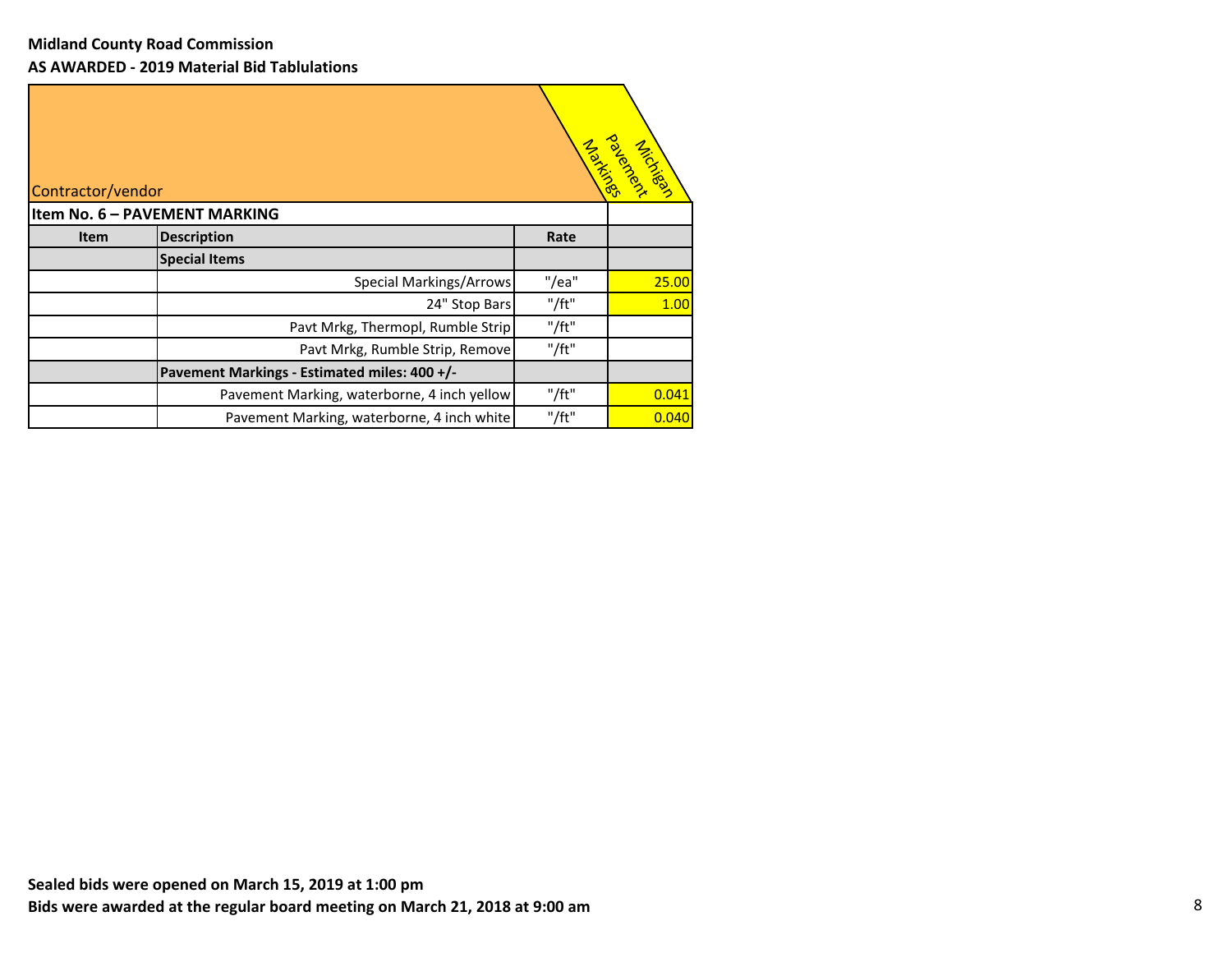**Midland County Road Commission**

**AS AWARDED - 2019 Material Bid Tablulations**

| Contractor/vendor | | | Michigan Pavement Markings |
|---|---|---|---|
| **Item No. 6 – PAVEMENT MARKING** | | | |
| **Item** | **Description** | **Rate** | |
| | **Special Items** | | |
| | Special Markings/Arrows | "/ea" | 25.00 |
| | 24" Stop Bars | "/ft" | 1.00 |
| | Pavt Mrkg, Thermopl, Rumble Strip | "/ft" | |
| | Pavt Mrkg, Rumble Strip, Remove | "/ft" | |
| | **Pavement Markings - Estimated miles: 400 +/-** | | |
| | Pavement Marking, waterborne, 4 inch yellow | "/ft" | 0.041 |
| | Pavement Marking, waterborne, 4 inch white | "/ft" | 0.040 |

**Sealed bids were opened on March 15, 2019 at 1:00 pm**

**Bids were awarded at the regular board meeting on March 21, 2018 at 9:00 am**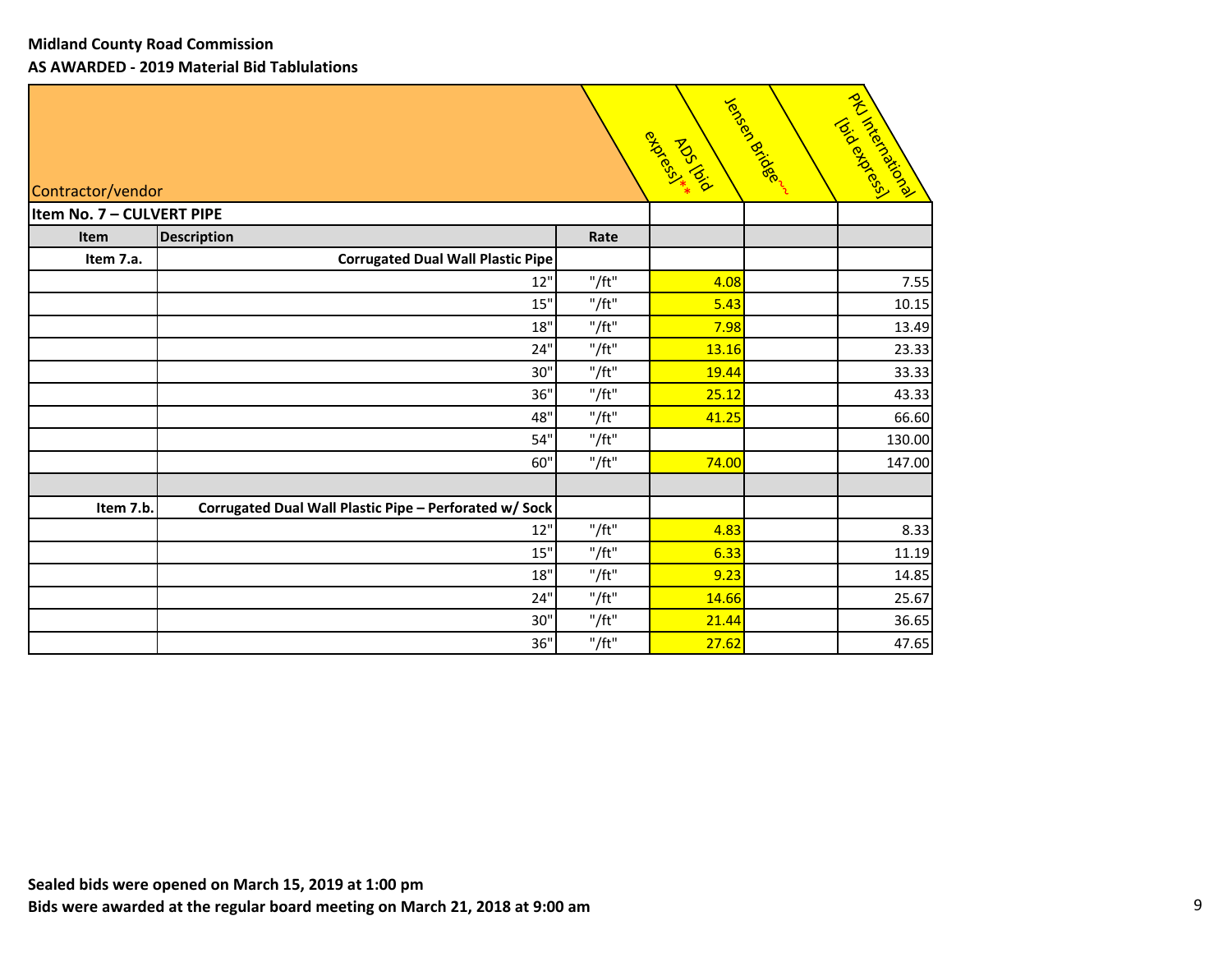**Midland County Road Commission**

**AS AWARDED - 2019 Material Bid Tablulations**

| Contractor/vendor | | | ADS [bid express]** | Jensen Bridge~~ | PKJ International [bid express] |
|---|---|---|---|---|---|
| **Item No. 7 – CULVERT PIPE** | | | | | |
| **Item** | **Description** | **Rate** | | | |
| **Item 7.a.** | **Corrugated Dual Wall Plastic Pipe** | | | | |
| | 12" | "/ft" | 4.08 | | 7.55 |
| | 15" | "/ft" | 5.43 | | 10.15 |
| | 18" | "/ft" | 7.98 | | 13.49 |
| | 24" | "/ft" | 13.16 | | 23.33 |
| | 30" | "/ft" | 19.44 | | 33.33 |
| | 36" | "/ft" | 25.12 | | 43.33 |
| | 48" | "/ft" | 41.25 | | 66.60 |
| | 54" | "/ft" | | | 130.00 |
| | 60" | "/ft" | 74.00 | | 147.00 |
| | | | | | |
| **Item 7.b.** | **Corrugated Dual Wall Plastic Pipe – Perforated w/ Sock** | | | | |
| | 12" | "/ft" | 4.83 | | 8.33 |
| | 15" | "/ft" | 6.33 | | 11.19 |
| | 18" | "/ft" | 9.23 | | 14.85 |
| | 24" | "/ft" | 14.66 | | 25.67 |
| | 30" | "/ft" | 21.44 | | 36.65 |
| | 36" | "/ft" | 27.62 | | 47.65 |

**Sealed bids were opened on March 15, 2019 at 1:00 pm**

**Bids were awarded at the regular board meeting on March 21, 2018 at 9:00 am**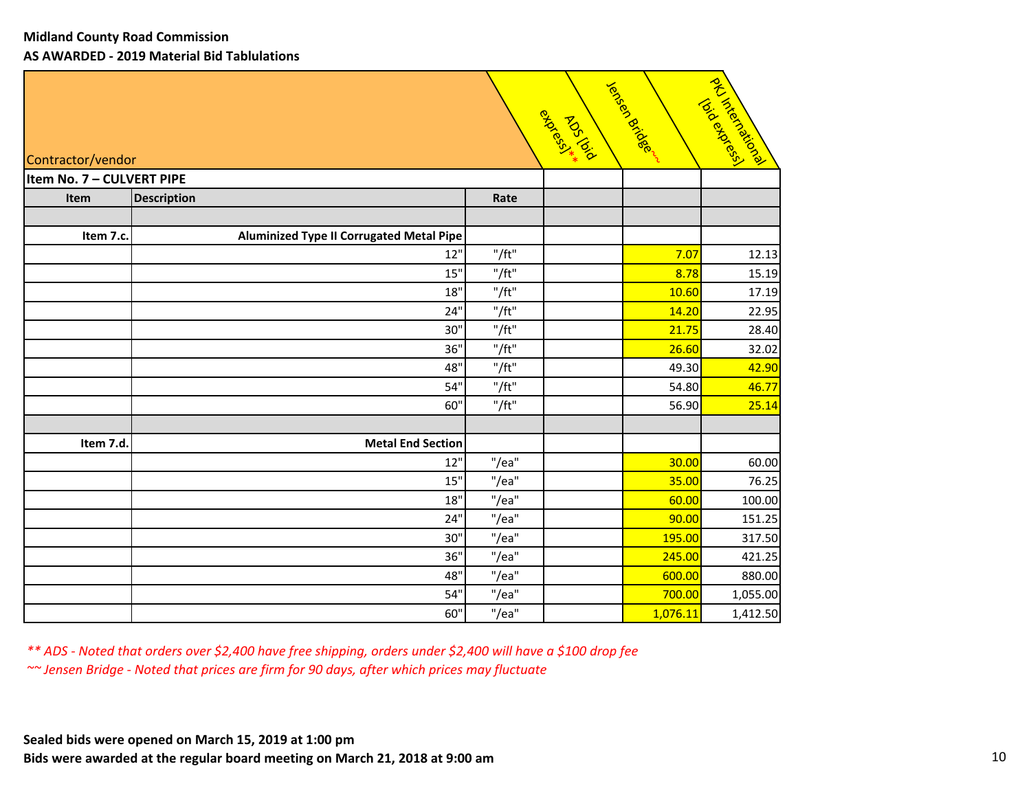**Midland County Road Commission**

**AS AWARDED - 2019 Material Bid Tablulations**

| Contractor/vendor | | | ADS [bid express]** | Jensen Bridge~~ | PKJ International [bid express] |
|---|---|---|---|---|---|
| **Item No. 7 – CULVERT PIPE** | | | | | |
| **Item** | **Description** | **Rate** | | | |
| | | | | | |
| **Item 7.c.** | **Aluminized Type II Corrugated Metal Pipe** | | | | |
| | 12" | "/ft" | | 7.07 | 12.13 |
| | 15" | "/ft" | | 8.78 | 15.19 |
| | 18" | "/ft" | | 10.60 | 17.19 |
| | 24" | "/ft" | | 14.20 | 22.95 |
| | 30" | "/ft" | | 21.75 | 28.40 |
| | 36" | "/ft" | | 26.60 | 32.02 |
| | 48" | "/ft" | | 49.30 | 42.90 |
| | 54" | "/ft" | | 54.80 | 46.77 |
| | 60" | "/ft" | | 56.90 | 25.14 |
| | | | | | |
| **Item 7.d.** | **Metal End Section** | | | | |
| | 12" | "/ea" | | 30.00 | 60.00 |
| | 15" | "/ea" | | 35.00 | 76.25 |
| | 18" | "/ea" | | 60.00 | 100.00 |
| | 24" | "/ea" | | 90.00 | 151.25 |
| | 30" | "/ea" | | 195.00 | 317.50 |
| | 36" | "/ea" | | 245.00 | 421.25 |
| | 48" | "/ea" | | 600.00 | 880.00 |
| | 54" | "/ea" | | 700.00 | 1,055.00 |
| | 60" | "/ea" | | 1,076.11 | 1,412.50 |

*** ADS - Noted that orders over $2,400 have free shipping, orders under $2,400 will have a $100 drop fee*

*~~ Jensen Bridge - Noted that prices are firm for 90 days, after which prices may fluctuate*

**Sealed bids were opened on March 15, 2019 at 1:00 pm**

**Bids were awarded at the regular board meeting on March 21, 2018 at 9:00 am**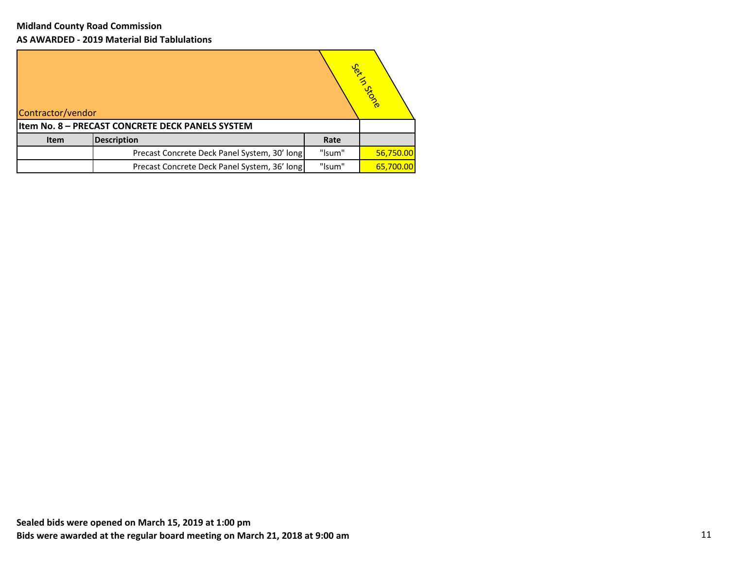**Midland County Road Commission**

**AS AWARDED - 2019 Material Bid Tablulations**

| Contractor/vendor | | | Set In Stone |
|---|---|---|---|
| **Item No. 8 – PRECAST CONCRETE DECK PANELS SYSTEM** | | | |
| **Item** | **Description** | **Rate** | |
| | Precast Concrete Deck Panel System, 30' long | "lsum" | 56,750.00 |
| | Precast Concrete Deck Panel System, 36' long | "lsum" | 65,700.00 |

**Sealed bids were opened on March 15, 2019 at 1:00 pm**

**Bids were awarded at the regular board meeting on March 21, 2018 at 9:00 am**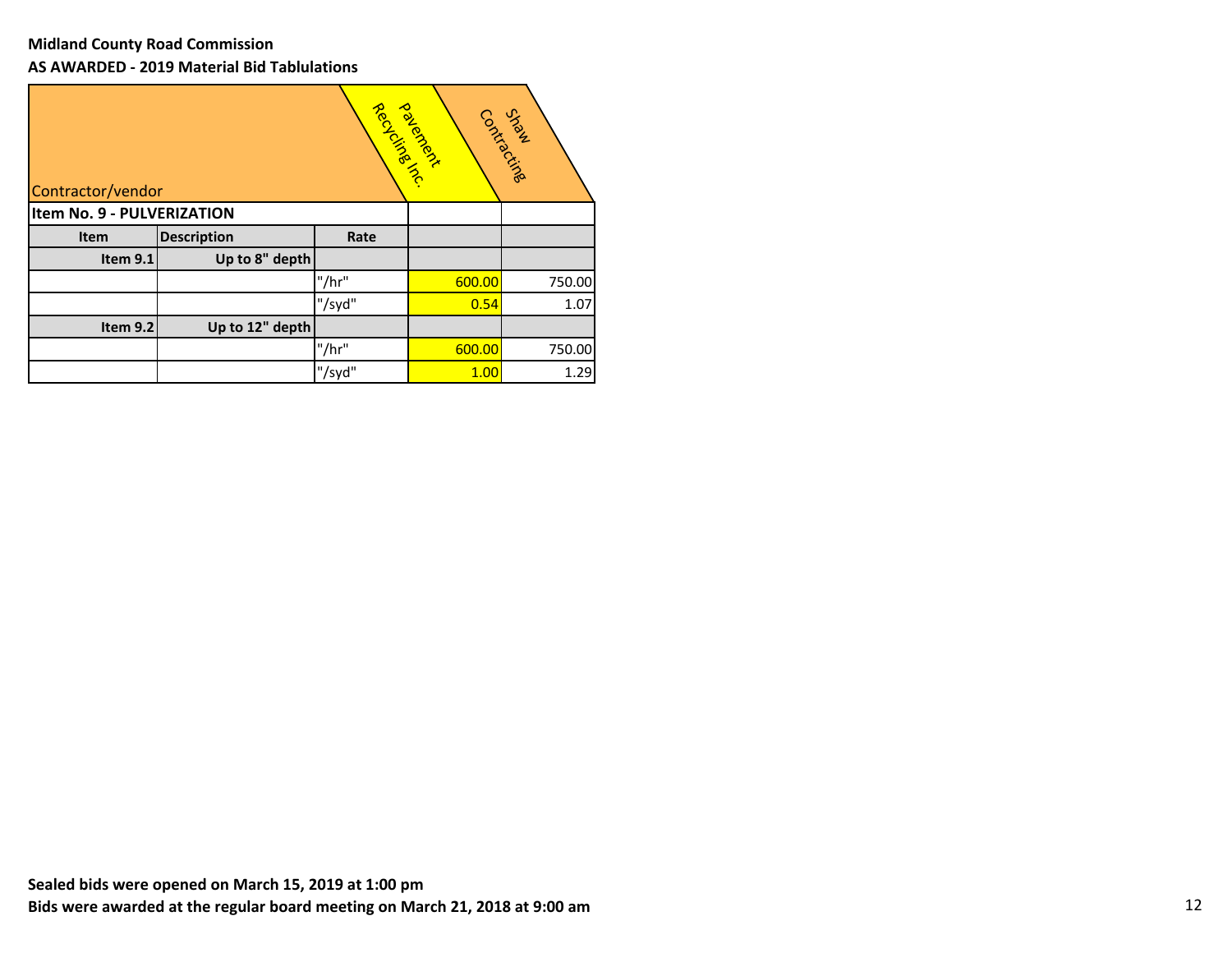**Midland County Road Commission**

**AS AWARDED - 2019 Material Bid Tablulations**

| Contractor/vendor | | | Pavement Recycling Inc. | Shaw Contracting |
|---|---|---|---|---|
| **Item No. 9 - PULVERIZATION** | | | | |
| **Item** | **Description** | **Rate** | | |
| **Item 9.1** | **Up to 8" depth** | | | |
| | | "/hr" | 600.00 | 750.00 |
| | | "/syd" | 0.54 | 1.07 |
| **Item 9.2** | **Up to 12" depth** | | | |
| | | "/hr" | 600.00 | 750.00 |
| | | "/syd" | 1.00 | 1.29 |

**Sealed bids were opened on March 15, 2019 at 1:00 pm**

**Bids were awarded at the regular board meeting on March 21, 2018 at 9:00 am**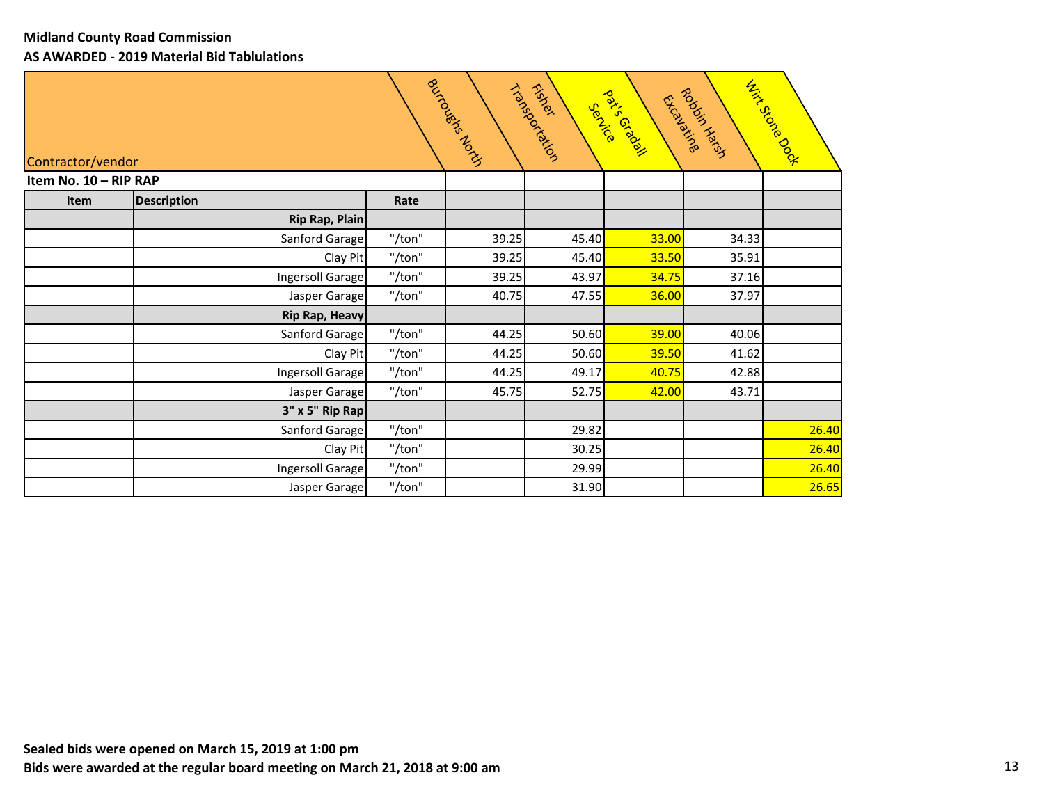**Midland County Road Commission**

**AS AWARDED - 2019 Material Bid Tablulations**

| Item | Description | Rate | Burroughs North | Fisher Transportation | Pat's Gradall Service | Robbin Harsh Excavating | Wirt Stone Dock |
|---|---|---|---|---|---|---|---|
| **Item No. 10 – RIP RAP** | | | | | | | |
| | **Rip Rap, Plain** | | | | | | |
| | Sanford Garage | "/ton" | 39.25 | 45.40 | 33.00 | 34.33 | |
| | Clay Pit | "/ton" | 39.25 | 45.40 | 33.50 | 35.91 | |
| | Ingersoll Garage | "/ton" | 39.25 | 43.97 | 34.75 | 37.16 | |
| | Jasper Garage | "/ton" | 40.75 | 47.55 | 36.00 | 37.97 | |
| | **Rip Rap, Heavy** | | | | | | |
| | Sanford Garage | "/ton" | 44.25 | 50.60 | 39.00 | 40.06 | |
| | Clay Pit | "/ton" | 44.25 | 50.60 | 39.50 | 41.62 | |
| | Ingersoll Garage | "/ton" | 44.25 | 49.17 | 40.75 | 42.88 | |
| | Jasper Garage | "/ton" | 45.75 | 52.75 | 42.00 | 43.71 | |
| | **3" x 5" Rip Rap** | | | | | | |
| | Sanford Garage | "/ton" | | 29.82 | | | 26.40 |
| | Clay Pit | "/ton" | | 30.25 | | | 26.40 |
| | Ingersoll Garage | "/ton" | | 29.99 | | | 26.40 |
| | Jasper Garage | "/ton" | | 31.90 | | | 26.65 |

**Sealed bids were opened on March 15, 2019 at 1:00 pm**

**Bids were awarded at the regular board meeting on March 21, 2018 at 9:00 am**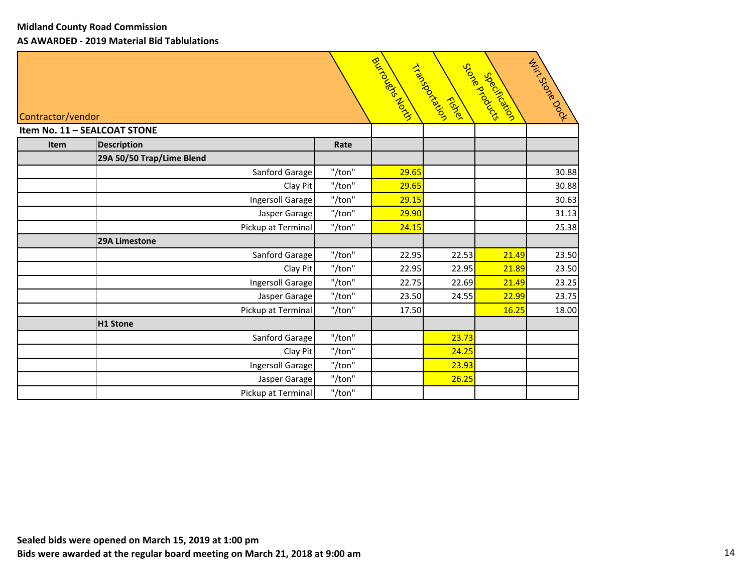**Midland County Road Commission**

**AS AWARDED - 2019 Material Bid Tablulations**

| Contractor/vendor | | | Burroughs North | Transportation Fisher | Stone Products Specification | Wirt Stone Dock |
|---|---|---|---|---|---|---|
| **Item No. 11 – SEALCOAT STONE** | | | | | | |
| **Item** | **Description** | **Rate** | | | | |
| | **29A 50/50 Trap/Lime Blend** | | | | | |
| | Sanford Garage | "/ton" | 29.65 | | | 30.88 |
| | Clay Pit | "/ton" | 29.65 | | | 30.88 |
| | Ingersoll Garage | "/ton" | 29.15 | | | 30.63 |
| | Jasper Garage | "/ton" | 29.90 | | | 31.13 |
| | Pickup at Terminal | "/ton" | 24.15 | | | 25.38 |
| | **29A Limestone** | | | | | |
| | Sanford Garage | "/ton" | 22.95 | 22.53 | 21.49 | 23.50 |
| | Clay Pit | "/ton" | 22.95 | 22.95 | 21.89 | 23.50 |
| | Ingersoll Garage | "/ton" | 22.75 | 22.69 | 21.49 | 23.25 |
| | Jasper Garage | "/ton" | 23.50 | 24.55 | 22.99 | 23.75 |
| | Pickup at Terminal | "/ton" | 17.50 | | 16.25 | 18.00 |
| | **H1 Stone** | | | | | |
| | Sanford Garage | "/ton" | | 23.73 | | |
| | Clay Pit | "/ton" | | 24.25 | | |
| | Ingersoll Garage | "/ton" | | 23.93 | | |
| | Jasper Garage | "/ton" | | 26.25 | | |
| | Pickup at Terminal | "/ton" | | | | |

**Sealed bids were opened on March 15, 2019 at 1:00 pm**

**Bids were awarded at the regular board meeting on March 21, 2018 at 9:00 am**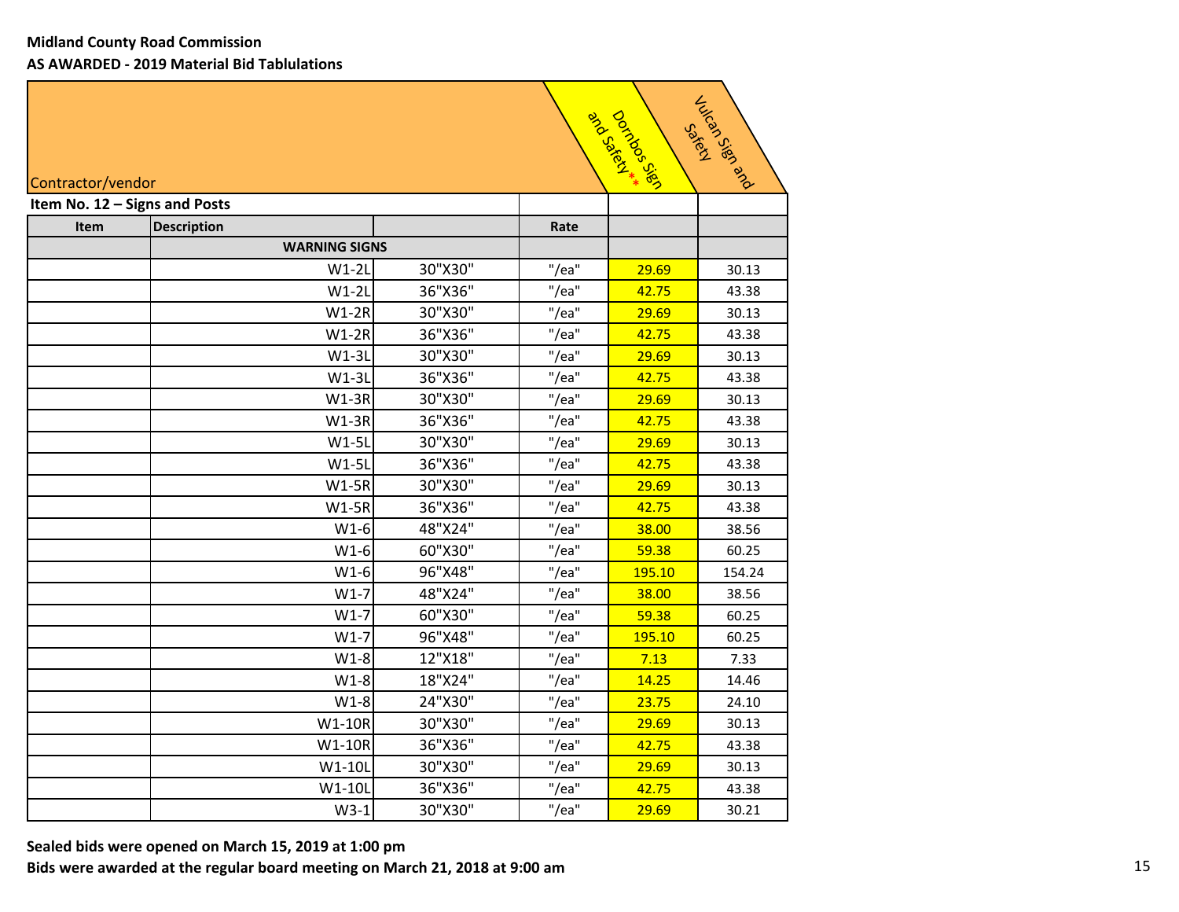**Midland County Road Commission**

**AS AWARDED - 2019 Material Bid Tablulations**

| Contractor/vendor | | | | Dornbos Sign and Safety** | Vulcan Sign and Safety |
|---|---|---|---|---|---|
| **Item No. 12 – Signs and Posts** | | | | | |
| **Item** | **Description** | | **Rate** | | |
| | **WARNING SIGNS** | | | | |
| | W1-2L | 30"X30" | "/ea" | 29.69 | 30.13 |
| | W1-2L | 36"X36" | "/ea" | 42.75 | 43.38 |
| | W1-2R | 30"X30" | "/ea" | 29.69 | 30.13 |
| | W1-2R | 36"X36" | "/ea" | 42.75 | 43.38 |
| | W1-3L | 30"X30" | "/ea" | 29.69 | 30.13 |
| | W1-3L | 36"X36" | "/ea" | 42.75 | 43.38 |
| | W1-3R | 30"X30" | "/ea" | 29.69 | 30.13 |
| | W1-3R | 36"X36" | "/ea" | 42.75 | 43.38 |
| | W1-5L | 30"X30" | "/ea" | 29.69 | 30.13 |
| | W1-5L | 36"X36" | "/ea" | 42.75 | 43.38 |
| | W1-5R | 30"X30" | "/ea" | 29.69 | 30.13 |
| | W1-5R | 36"X36" | "/ea" | 42.75 | 43.38 |
| | W1-6 | 48"X24" | "/ea" | 38.00 | 38.56 |
| | W1-6 | 60"X30" | "/ea" | 59.38 | 60.25 |
| | W1-6 | 96"X48" | "/ea" | 195.10 | 154.24 |
| | W1-7 | 48"X24" | "/ea" | 38.00 | 38.56 |
| | W1-7 | 60"X30" | "/ea" | 59.38 | 60.25 |
| | W1-7 | 96"X48" | "/ea" | 195.10 | 60.25 |
| | W1-8 | 12"X18" | "/ea" | 7.13 | 7.33 |
| | W1-8 | 18"X24" | "/ea" | 14.25 | 14.46 |
| | W1-8 | 24"X30" | "/ea" | 23.75 | 24.10 |
| | W1-10R | 30"X30" | "/ea" | 29.69 | 30.13 |
| | W1-10R | 36"X36" | "/ea" | 42.75 | 43.38 |
| | W1-10L | 30"X30" | "/ea" | 29.69 | 30.13 |
| | W1-10L | 36"X36" | "/ea" | 42.75 | 43.38 |
| | W3-1 | 30"X30" | "/ea" | 29.69 | 30.21 |

**Sealed bids were opened on March 15, 2019 at 1:00 pm**

**Bids were awarded at the regular board meeting on March 21, 2018 at 9:00 am**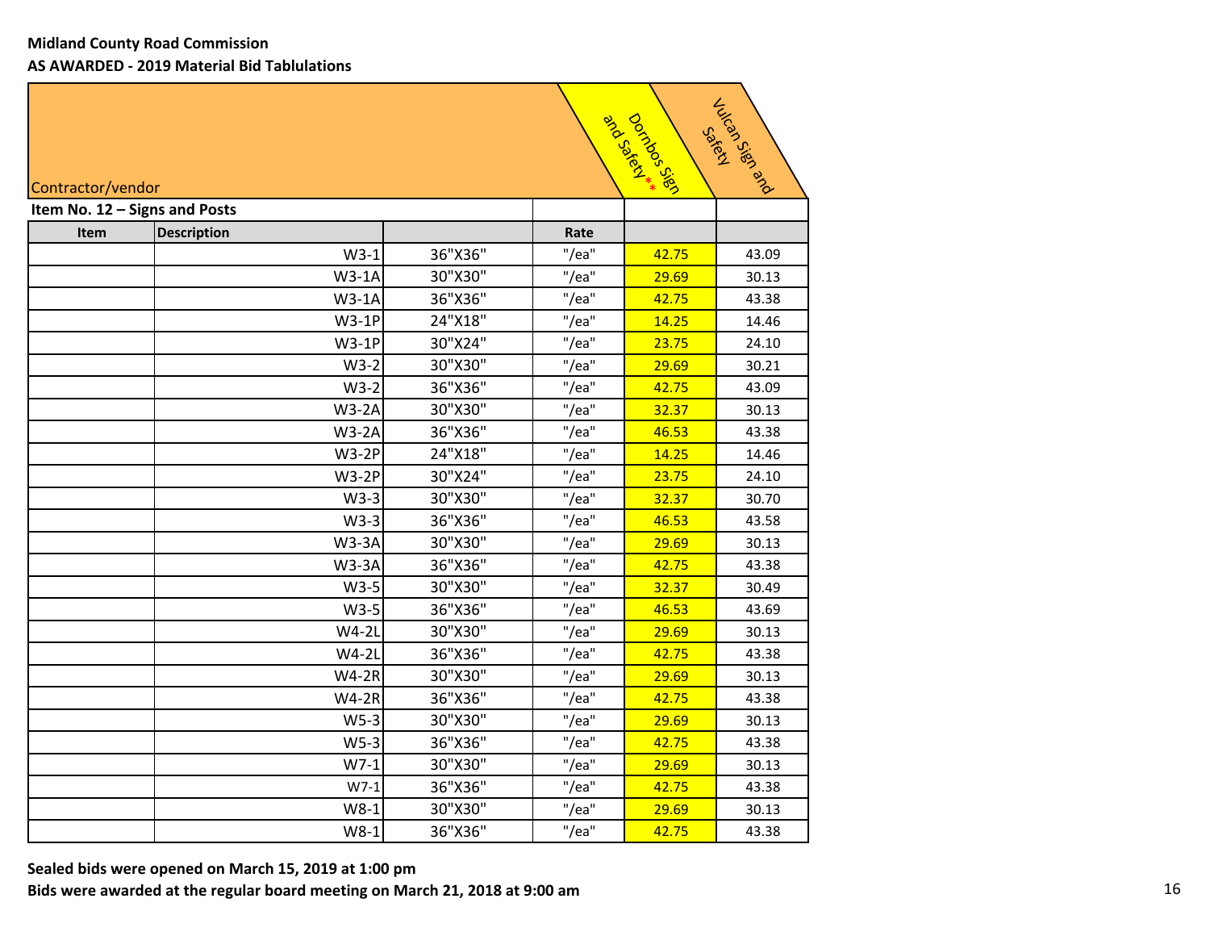**Midland County Road Commission**

**AS AWARDED - 2019 Material Bid Tablulations**

| Contractor/vendor | | | | Dornbos Sign and Safety** | Vulcan Sign and Safety |
|---|---|---|---|---|---|
| **Item No. 12 – Signs and Posts** | | | | | |
| **Item** | **Description** | | **Rate** | | |
| | W3-1 | 36"X36" | "/ea" | 42.75 | 43.09 |
| | W3-1A | 30"X30" | "/ea" | 29.69 | 30.13 |
| | W3-1A | 36"X36" | "/ea" | 42.75 | 43.38 |
| | W3-1P | 24"X18" | "/ea" | 14.25 | 14.46 |
| | W3-1P | 30"X24" | "/ea" | 23.75 | 24.10 |
| | W3-2 | 30"X30" | "/ea" | 29.69 | 30.21 |
| | W3-2 | 36"X36" | "/ea" | 42.75 | 43.09 |
| | W3-2A | 30"X30" | "/ea" | 32.37 | 30.13 |
| | W3-2A | 36"X36" | "/ea" | 46.53 | 43.38 |
| | W3-2P | 24"X18" | "/ea" | 14.25 | 14.46 |
| | W3-2P | 30"X24" | "/ea" | 23.75 | 24.10 |
| | W3-3 | 30"X30" | "/ea" | 32.37 | 30.70 |
| | W3-3 | 36"X36" | "/ea" | 46.53 | 43.58 |
| | W3-3A | 30"X30" | "/ea" | 29.69 | 30.13 |
| | W3-3A | 36"X36" | "/ea" | 42.75 | 43.38 |
| | W3-5 | 30"X30" | "/ea" | 32.37 | 30.49 |
| | W3-5 | 36"X36" | "/ea" | 46.53 | 43.69 |
| | W4-2L | 30"X30" | "/ea" | 29.69 | 30.13 |
| | W4-2L | 36"X36" | "/ea" | 42.75 | 43.38 |
| | W4-2R | 30"X30" | "/ea" | 29.69 | 30.13 |
| | W4-2R | 36"X36" | "/ea" | 42.75 | 43.38 |
| | W5-3 | 30"X30" | "/ea" | 29.69 | 30.13 |
| | W5-3 | 36"X36" | "/ea" | 42.75 | 43.38 |
| | W7-1 | 30"X30" | "/ea" | 29.69 | 30.13 |
| | W7-1 | 36"X36" | "/ea" | 42.75 | 43.38 |
| | W8-1 | 30"X30" | "/ea" | 29.69 | 30.13 |
| | W8-1 | 36"X36" | "/ea" | 42.75 | 43.38 |

**Sealed bids were opened on March 15, 2019 at 1:00 pm**

**Bids were awarded at the regular board meeting on March 21, 2018 at 9:00 am**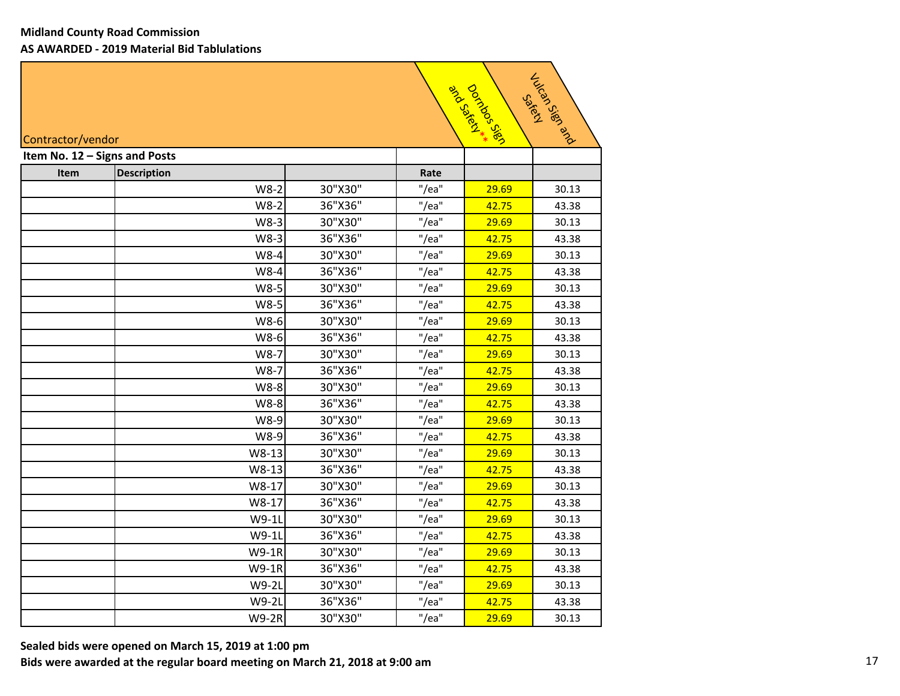**Midland County Road Commission**
**AS AWARDED - 2019 Material Bid Tablulations**

| Contractor/vendor | | | | Dornbos Sign and Safety** | Vulcan Sign and Safety |
|---|---|---|---|---|---|
| **Item No. 12 – Signs and Posts** | | | | | |
| **Item** | **Description** | | **Rate** | | |
| | W8-2 | 30"X30" | "/ea" | 29.69 | 30.13 |
| | W8-2 | 36"X36" | "/ea" | 42.75 | 43.38 |
| | W8-3 | 30"X30" | "/ea" | 29.69 | 30.13 |
| | W8-3 | 36"X36" | "/ea" | 42.75 | 43.38 |
| | W8-4 | 30"X30" | "/ea" | 29.69 | 30.13 |
| | W8-4 | 36"X36" | "/ea" | 42.75 | 43.38 |
| | W8-5 | 30"X30" | "/ea" | 29.69 | 30.13 |
| | W8-5 | 36"X36" | "/ea" | 42.75 | 43.38 |
| | W8-6 | 30"X30" | "/ea" | 29.69 | 30.13 |
| | W8-6 | 36"X36" | "/ea" | 42.75 | 43.38 |
| | W8-7 | 30"X30" | "/ea" | 29.69 | 30.13 |
| | W8-7 | 36"X36" | "/ea" | 42.75 | 43.38 |
| | W8-8 | 30"X30" | "/ea" | 29.69 | 30.13 |
| | W8-8 | 36"X36" | "/ea" | 42.75 | 43.38 |
| | W8-9 | 30"X30" | "/ea" | 29.69 | 30.13 |
| | W8-9 | 36"X36" | "/ea" | 42.75 | 43.38 |
| | W8-13 | 30"X30" | "/ea" | 29.69 | 30.13 |
| | W8-13 | 36"X36" | "/ea" | 42.75 | 43.38 |
| | W8-17 | 30"X30" | "/ea" | 29.69 | 30.13 |
| | W8-17 | 36"X36" | "/ea" | 42.75 | 43.38 |
| | W9-1L | 30"X30" | "/ea" | 29.69 | 30.13 |
| | W9-1L | 36"X36" | "/ea" | 42.75 | 43.38 |
| | W9-1R | 30"X30" | "/ea" | 29.69 | 30.13 |
| | W9-1R | 36"X36" | "/ea" | 42.75 | 43.38 |
| | W9-2L | 30"X30" | "/ea" | 29.69 | 30.13 |
| | W9-2L | 36"X36" | "/ea" | 42.75 | 43.38 |
| | W9-2R | 30"X30" | "/ea" | 29.69 | 30.13 |

**Sealed bids were opened on March 15, 2019 at 1:00 pm**
**Bids were awarded at the regular board meeting on March 21, 2018 at 9:00 am**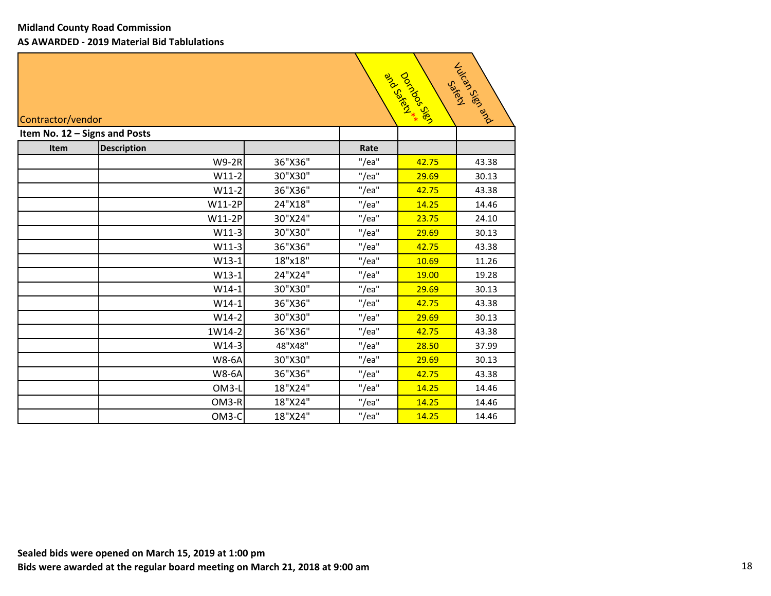**Midland County Road Commission**

**AS AWARDED - 2019 Material Bid Tablulations**

| Contractor/vendor | | | | Dornbos Sign and Safety** | Vulcan Sign and Safety |
|---|---|---|---|---|---|
| **Item No. 12 – Signs and Posts** | | | | | |
| **Item** | **Description** | | **Rate** | | |
| | W9-2R | 36"X36" | "/ea" | 42.75 | 43.38 |
| | W11-2 | 30"X30" | "/ea" | 29.69 | 30.13 |
| | W11-2 | 36"X36" | "/ea" | 42.75 | 43.38 |
| | W11-2P | 24"X18" | "/ea" | 14.25 | 14.46 |
| | W11-2P | 30"X24" | "/ea" | 23.75 | 24.10 |
| | W11-3 | 30"X30" | "/ea" | 29.69 | 30.13 |
| | W11-3 | 36"X36" | "/ea" | 42.75 | 43.38 |
| | W13-1 | 18"x18" | "/ea" | 10.69 | 11.26 |
| | W13-1 | 24"X24" | "/ea" | 19.00 | 19.28 |
| | W14-1 | 30"X30" | "/ea" | 29.69 | 30.13 |
| | W14-1 | 36"X36" | "/ea" | 42.75 | 43.38 |
| | W14-2 | 30"X30" | "/ea" | 29.69 | 30.13 |
| | 1W14-2 | 36"X36" | "/ea" | 42.75 | 43.38 |
| | W14-3 | 48"X48" | "/ea" | 28.50 | 37.99 |
| | W8-6A | 30"X30" | "/ea" | 29.69 | 30.13 |
| | W8-6A | 36"X36" | "/ea" | 42.75 | 43.38 |
| | OM3-L | 18"X24" | "/ea" | 14.25 | 14.46 |
| | OM3-R | 18"X24" | "/ea" | 14.25 | 14.46 |
| | OM3-C | 18"X24" | "/ea" | 14.25 | 14.46 |

**Sealed bids were opened on March 15, 2019 at 1:00 pm**

**Bids were awarded at the regular board meeting on March 21, 2018 at 9:00 am**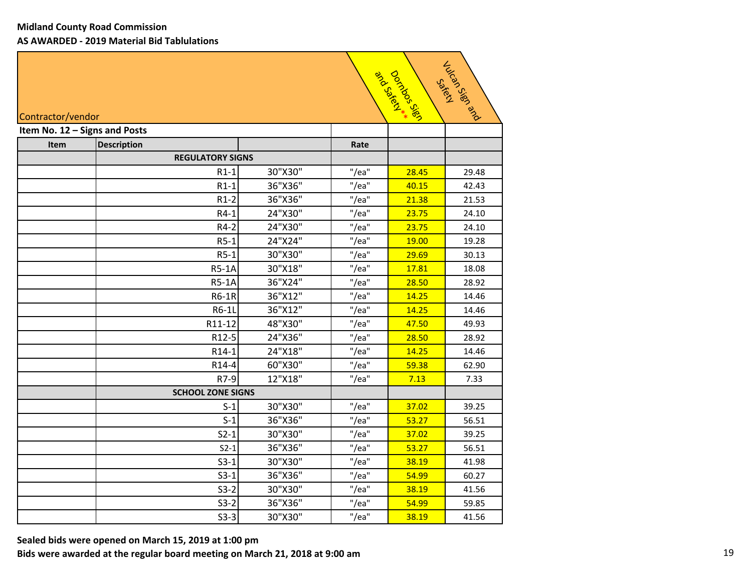**Midland County Road Commission**
**AS AWARDED - 2019 Material Bid Tablulations**

| Contractor/vendor | | | | Dornbos Sign and Safety** | Vulcan Sign and Safety |
|---|---|---|---|---|---|
| **Item No. 12 – Signs and Posts** | | | | | |
| **Item** | **Description** | | **Rate** | | |
| | **REGULATORY SIGNS** | | | | |
| | R1-1 | 30"X30" | "/ea" | 28.45 | 29.48 |
| | R1-1 | 36"X36" | "/ea" | 40.15 | 42.43 |
| | R1-2 | 36"X36" | "/ea" | 21.38 | 21.53 |
| | R4-1 | 24"X30" | "/ea" | 23.75 | 24.10 |
| | R4-2 | 24"X30" | "/ea" | 23.75 | 24.10 |
| | R5-1 | 24"X24" | "/ea" | 19.00 | 19.28 |
| | R5-1 | 30"X30" | "/ea" | 29.69 | 30.13 |
| | R5-1A | 30"X18" | "/ea" | 17.81 | 18.08 |
| | R5-1A | 36"X24" | "/ea" | 28.50 | 28.92 |
| | R6-1R | 36"X12" | "/ea" | 14.25 | 14.46 |
| | R6-1L | 36"X12" | "/ea" | 14.25 | 14.46 |
| | R11-12 | 48"X30" | "/ea" | 47.50 | 49.93 |
| | R12-5 | 24"X36" | "/ea" | 28.50 | 28.92 |
| | R14-1 | 24"X18" | "/ea" | 14.25 | 14.46 |
| | R14-4 | 60"X30" | "/ea" | 59.38 | 62.90 |
| | R7-9 | 12"X18" | "/ea" | 7.13 | 7.33 |
| | **SCHOOL ZONE SIGNS** | | | | |
| | S-1 | 30"X30" | "/ea" | 37.02 | 39.25 |
| | S-1 | 36"X36" | "/ea" | 53.27 | 56.51 |
| | S2-1 | 30"X30" | "/ea" | 37.02 | 39.25 |
| | S2-1 | 36"X36" | "/ea" | 53.27 | 56.51 |
| | S3-1 | 30"X30" | "/ea" | 38.19 | 41.98 |
| | S3-1 | 36"X36" | "/ea" | 54.99 | 60.27 |
| | S3-2 | 30"X30" | "/ea" | 38.19 | 41.56 |
| | S3-2 | 36"X36" | "/ea" | 54.99 | 59.85 |
| | S3-3 | 30"X30" | "/ea" | 38.19 | 41.56 |

**Sealed bids were opened on March 15, 2019 at 1:00 pm**
**Bids were awarded at the regular board meeting on March 21, 2018 at 9:00 am**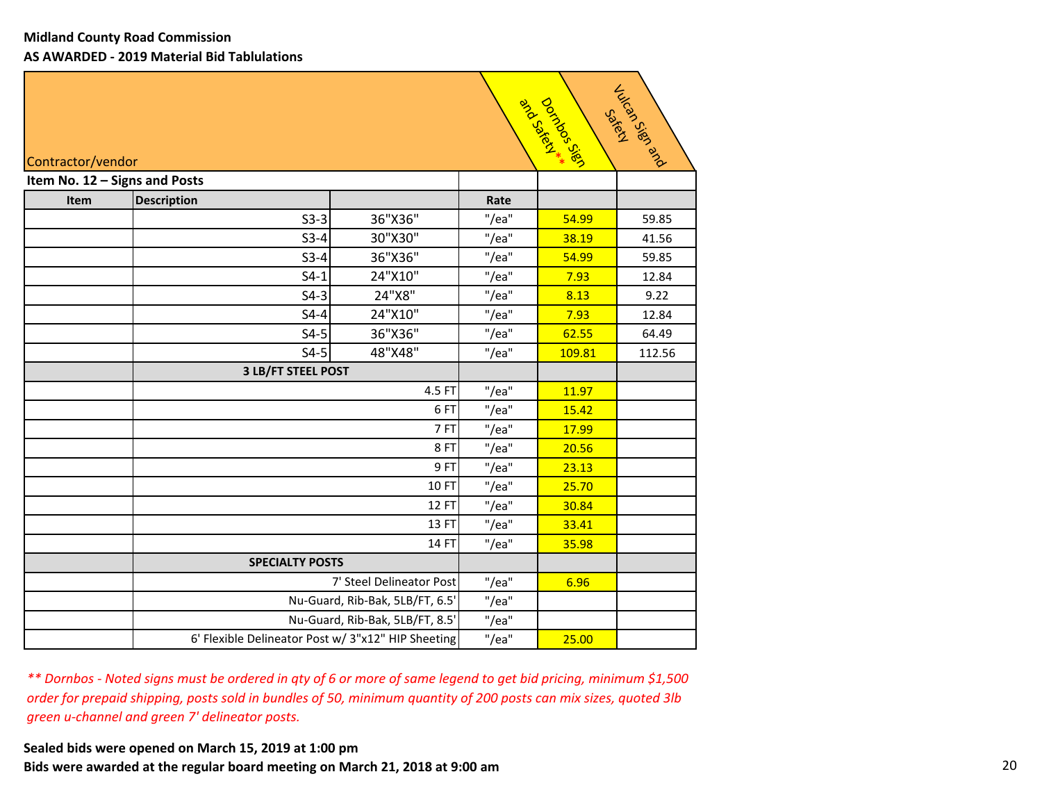**Midland County Road Commission**
**AS AWARDED - 2019 Material Bid Tablulations**

| Contractor/vendor | | | | Dornbos Sign and Safety** | Vulcan Sign and Safety |
|---|---|---|---|---|---|
| **Item No. 12 – Signs and Posts** | | | | | |
| **Item** | **Description** | | **Rate** | | |
| | S3-3 | 36"X36" | "/ea" | 54.99 | 59.85 |
| | S3-4 | 30"X30" | "/ea" | 38.19 | 41.56 |
| | S3-4 | 36"X36" | "/ea" | 54.99 | 59.85 |
| | S4-1 | 24"X10" | "/ea" | 7.93 | 12.84 |
| | S4-3 | 24"X8" | "/ea" | 8.13 | 9.22 |
| | S4-4 | 24"X10" | "/ea" | 7.93 | 12.84 |
| | S4-5 | 36"X36" | "/ea" | 62.55 | 64.49 |
| | S4-5 | 48"X48" | "/ea" | 109.81 | 112.56 |
| | **3 LB/FT STEEL POST** | | | | |
| | | 4.5 FT | "/ea" | 11.97 | |
| | | 6 FT | "/ea" | 15.42 | |
| | | 7 FT | "/ea" | 17.99 | |
| | | 8 FT | "/ea" | 20.56 | |
| | | 9 FT | "/ea" | 23.13 | |
| | | 10 FT | "/ea" | 25.70 | |
| | | 12 FT | "/ea" | 30.84 | |
| | | 13 FT | "/ea" | 33.41 | |
| | | 14 FT | "/ea" | 35.98 | |
| | **SPECIALTY POSTS** | | | | |
| | | 7' Steel Delineator Post | "/ea" | 6.96 | |
| | | Nu-Guard, Rib-Bak, 5LB/FT, 6.5' | "/ea" | | |
| | | Nu-Guard, Rib-Bak, 5LB/FT, 8.5' | "/ea" | | |
| | | 6' Flexible Delineator Post w/ 3"x12" HIP Sheeting | "/ea" | 25.00 | |

*** Dornbos - Noted signs must be ordered in qty of 6 or more of same legend to get bid pricing, minimum $1,500 order for prepaid shipping, posts sold in bundles of 50, minimum quantity of 200 posts can mix sizes, quoted 3lb green u-channel and green 7' delineator posts.*

**Sealed bids were opened on March 15, 2019 at 1:00 pm**
**Bids were awarded at the regular board meeting on March 21, 2018 at 9:00 am**